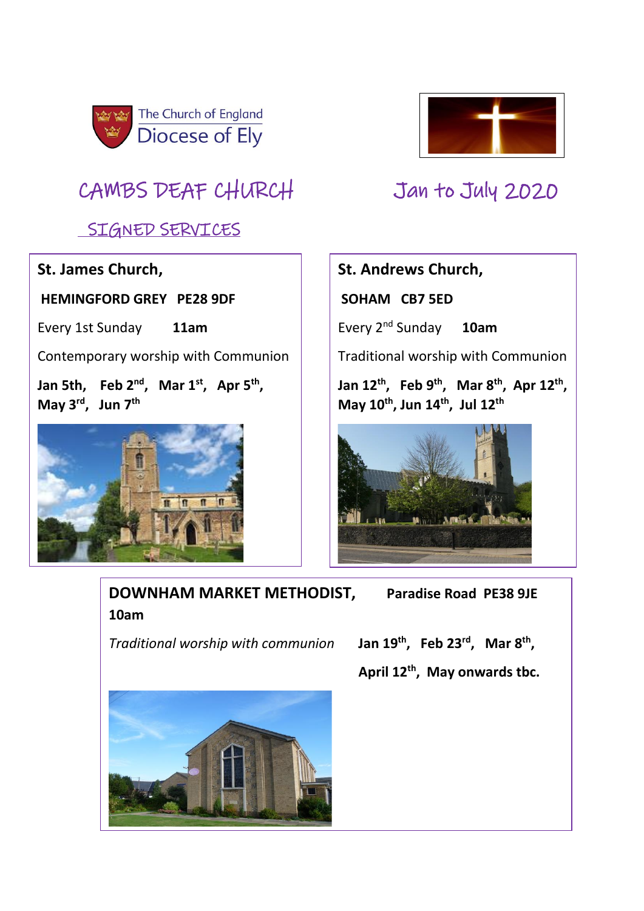The Church of England
Diocese of Ely

# CAMBS DEAF CHURCH

# Jan to July 2020

## SIGNED SERVICES

**St. James Church,**

**HEMINGFORD GREY PE28 9DF**

Every 1st Sunday **11am**

Contemporary worship with Communion

**Jan 5th, Feb 2nd, Mar 1st, Apr 5th, May 3rd, Jun 7th**

**St. Andrews Church,**

**SOHAM CB7 5ED**

Every 2nd Sunday **10am**

Traditional worship with Communion

**Jan 12th, Feb 9th, Mar 8th, Apr 12th, May 10th, Jun 14th, Jul 12th**

**DOWNHAM MARKET METHODIST, Paradise Road PE38 9JE**

**10am**

*Traditional worship with communion*

**Jan 19th, Feb 23rd, Mar 8th, April 12th, May onwards tbc.**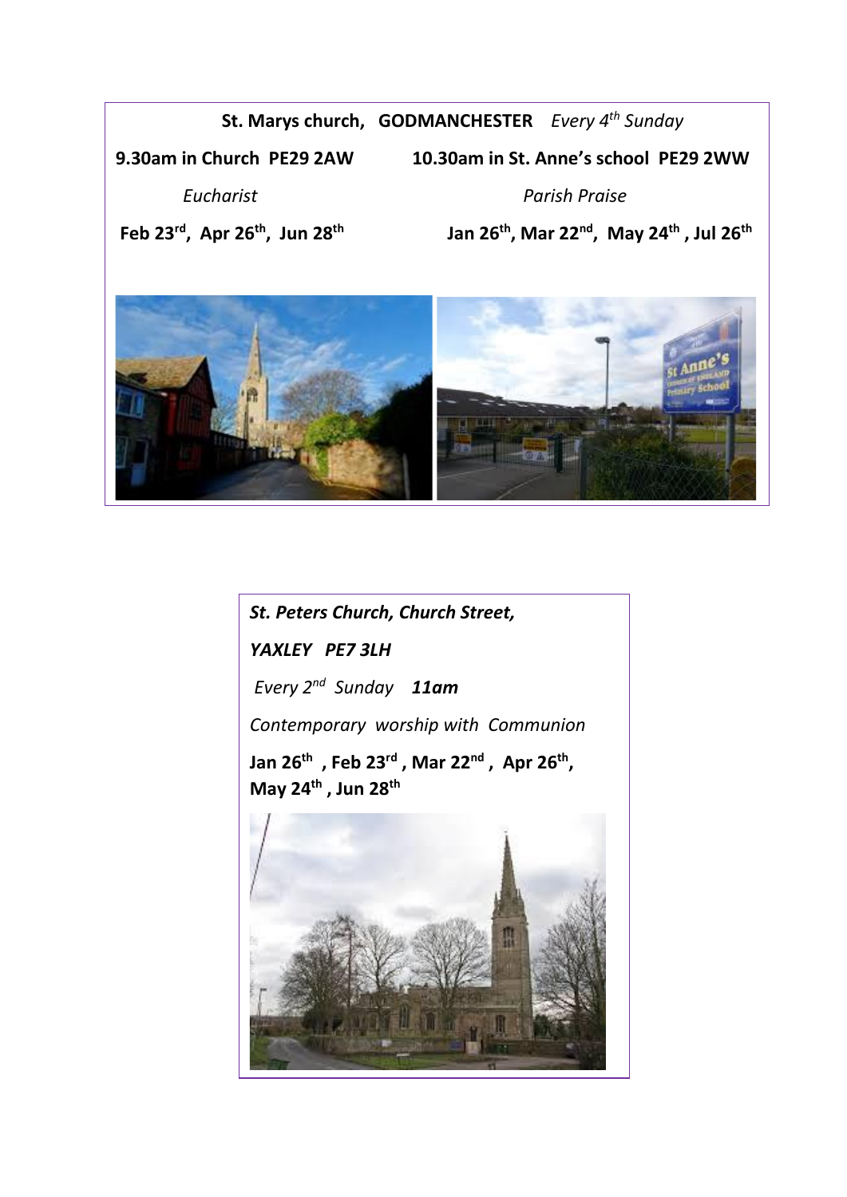**St. Marys church, GODMANCHESTER** *Every 4th Sunday*

**9.30am in Church PE29 2AW**

*Eucharist*

**Feb 23rd, Apr 26th, Jun 28th**

**10.30am in St. Anne's school PE29 2WW**

*Parish Praise*

**Jan 26th, Mar 22nd, May 24th , Jul 26th**

***St. Peters Church, Church Street,***

***YAXLEY PE7 3LH***

*Every 2nd Sunday* ***11am***

*Contemporary worship with Communion*

**Jan 26th , Feb 23rd , Mar 22nd , Apr 26th, May 24th , Jun 28th**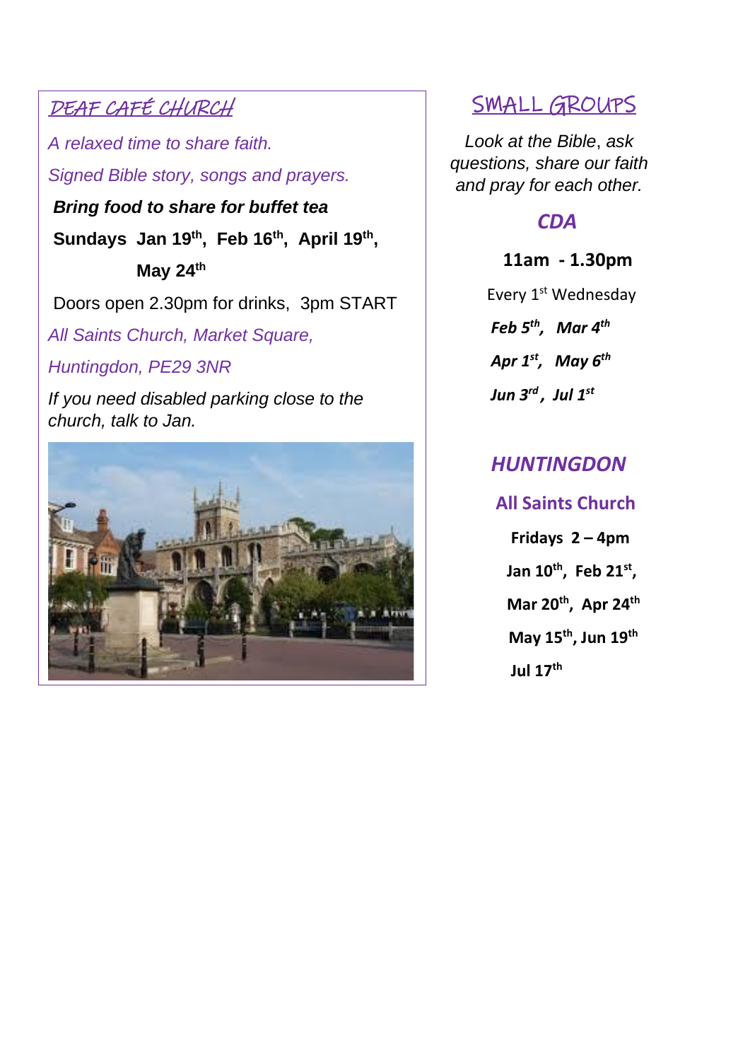## DEAF CAFÉ CHURCH

*A relaxed time to share faith.*

*Signed Bible story, songs and prayers.*

***Bring food to share for buffet tea***

**Sundays Jan 19th, Feb 16th, April 19th, May 24th**

Doors open 2.30pm for drinks, 3pm START

*All Saints Church, Market Square,*

*Huntingdon, PE29 3NR*

*If you need disabled parking close to the church, talk to Jan.*

## SMALL GROUPS

*Look at the Bible, ask questions, share our faith and pray for each other.*

### *CDA*

**11am - 1.30pm**

Every 1st Wednesday

***Feb 5th, Mar 4th***

***Apr 1st, May 6th***

***Jun 3rd, Jul 1st***

### *HUNTINGDON*

**All Saints Church**

**Fridays 2 – 4pm**

**Jan 10th, Feb 21st,**

**Mar 20th, Apr 24th**

**May 15th, Jun 19th**

**Jul 17th**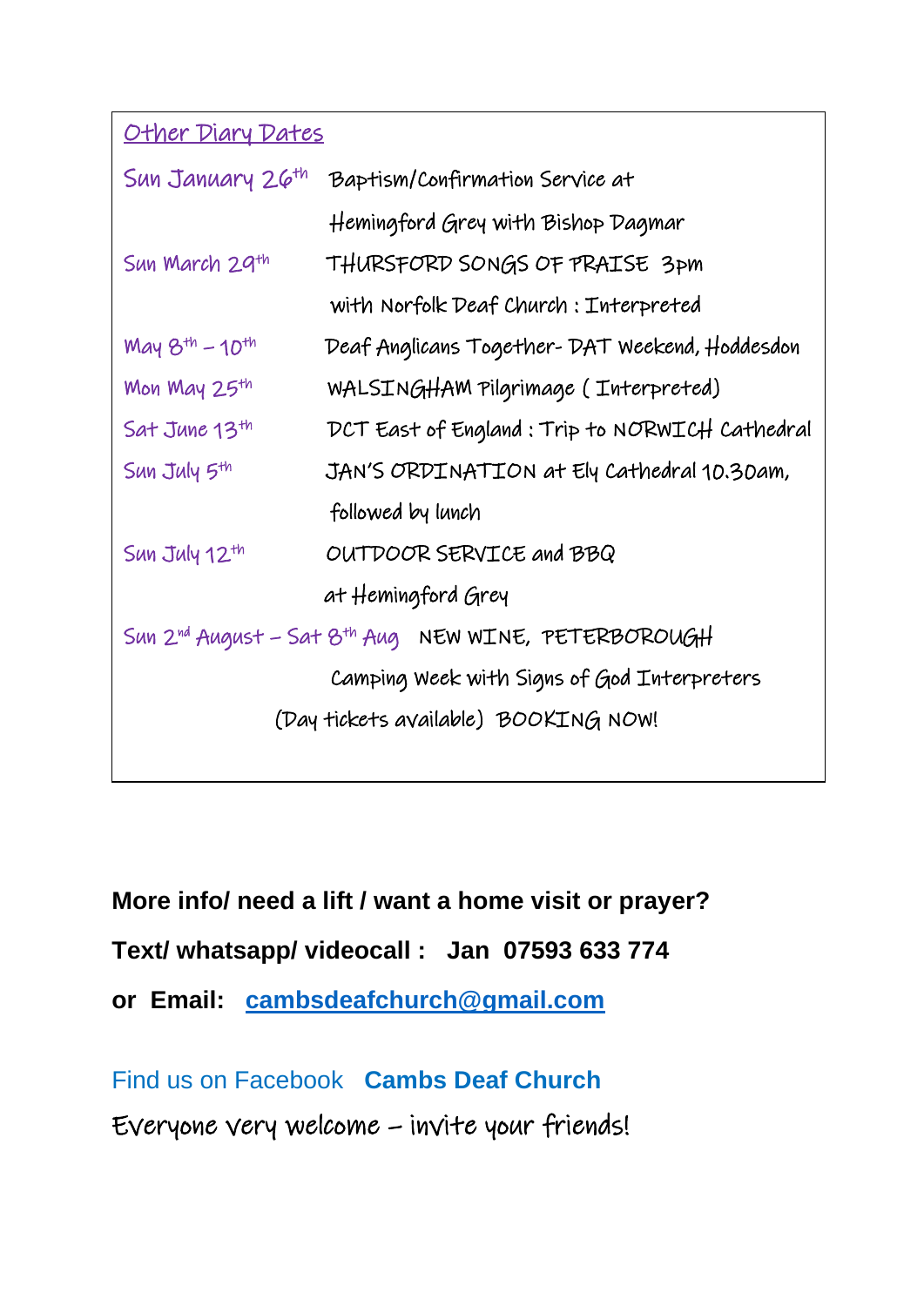## Other Diary Dates

| | |
|---|---|
| Sun January 26th | Baptism/Confirmation Service at Hemingford Grey with Bishop Dagmar |
| Sun March 29th | THURSFORD SONGS OF PRAISE 3pm with Norfolk Deaf Church : Interpreted |
| May 8th – 10th | Deaf Anglicans Together- DAT weekend, Hoddesdon |
| Mon May 25th | WALSINGHAM Pilgrimage ( Interpreted) |
| Sat June 13th | DCT East of England : Trip to NORWICH Cathedral |
| Sun July 5th | JAN'S ORDINATION at Ely Cathedral 10.30am, followed by lunch |
| Sun July 12th | OUTDOOR SERVICE and BBQ at Hemingford Grey |
| Sun 2nd August – Sat 8th Aug | NEW WINE, PETERBOROUGH Camping Week with Signs of God Interpreters (Day tickets available) BOOKING NOW! |

**More info/ need a lift / want a home visit or prayer?**

**Text/ whatsapp/ videocall : Jan 07593 633 774**

**or Email: cambsdeafchurch@gmail.com**

Find us on Facebook **Cambs Deaf Church**

Everyone very welcome – invite your friends!